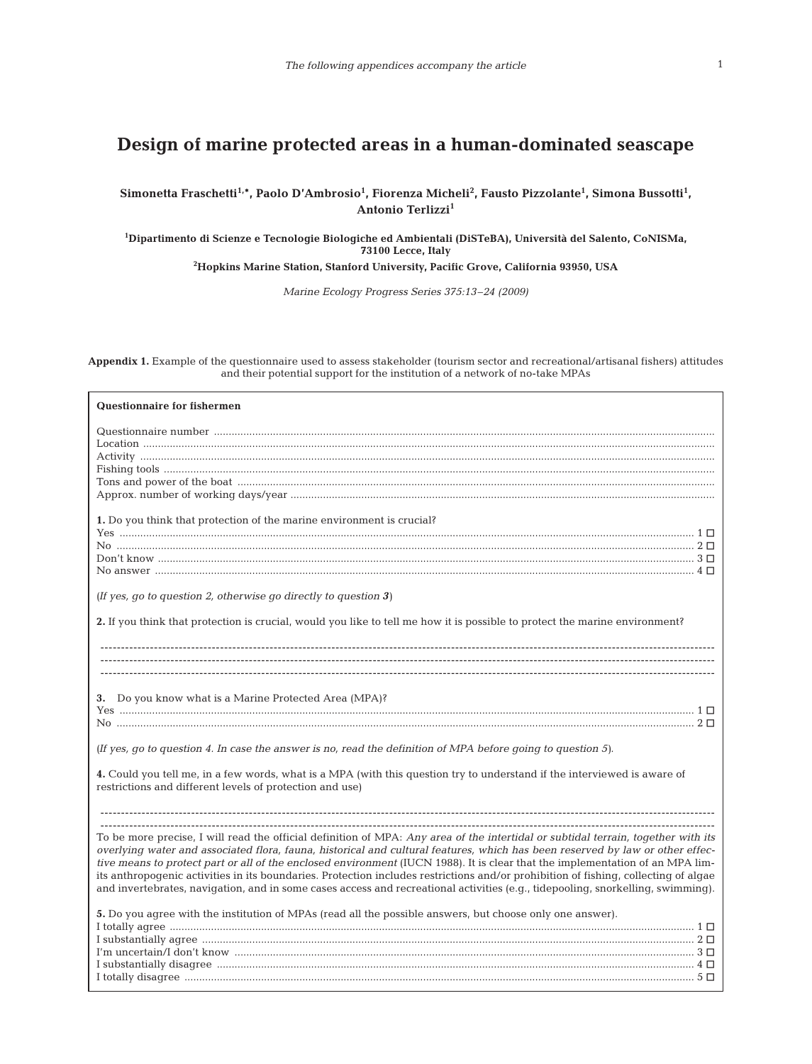The following appendices accompany the article

# Design of marine protected areas in a human-dominated seascape

**Simonetta Fraschetti[1,*], Paolo D'Ambrosio[1], Fiorenza Micheli[2], Fausto Pizzolante[1], Simona Bussotti[1], Antonio Terlizzi[1]**

**[1]Dipartimento di Scienze e Tecnologie Biologiche ed Ambientali (DiSTeBA), Università del Salento, CoNISMa, 73100 Lecce, Italy**

**[2]Hopkins Marine Station, Stanford University, Pacific Grove, California 93950, USA**

*Marine Ecology Progress Series 375:13–24 (2009)*

**Appendix 1.** Example of the questionnaire used to assess stakeholder (tourism sector and recreational/artisanal fishers) attitudes and their potential support for the institution of a network of no-take MPAs

**Questionnaire for fishermen**

Questionnaire number ..........
Location ..........
Activity ..........
Fishing tools ..........
Tons and power of the boat ..........
Approx. number of working days/year ..........

**1.** Do you think that protection of the marine environment is crucial?
Yes .......... 1 ☐
No .......... 2 ☐
Don't know .......... 3 ☐
No answer .......... 4 ☐

(*If yes, go to question 2, otherwise go directly to question **3***)

**2.** If you think that protection is crucial, would you like to tell me how it is possible to protect the marine environment?

----------
----------
----------

**3.** Do you know what is a Marine Protected Area (MPA)?
Yes .......... 1 ☐
No .......... 2 ☐

(*If yes, go to question 4. In case the answer is no, read the definition of MPA before going to question 5*).

**4.** Could you tell me, in a few words, what is a MPA (with this question try to understand if the interviewed is aware of restrictions and different levels of protection and use)

----------
----------

To be more precise, I will read the official definition of MPA: *Any area of the intertidal or subtidal terrain, together with its overlying water and associated flora, fauna, historical and cultural features, which has been reserved by law or other effective means to protect part or all of the enclosed environment* (IUCN 1988). It is clear that the implementation of an MPA limits anthropogenic activities in its boundaries. Protection includes restrictions and/or prohibition of fishing, collecting of algae and invertebrates, navigation, and in some cases access and recreational activities (e.g., tidepooling, snorkelling, swimming).

**5.** Do you agree with the institution of MPAs (read all the possible answers, but choose only one answer).
I totally agree .......... 1 ☐
I substantially agree .......... 2 ☐
I'm uncertain/I don't know .......... 3 ☐
I substantially disagree .......... 4 ☐
I totally disagree .......... 5 ☐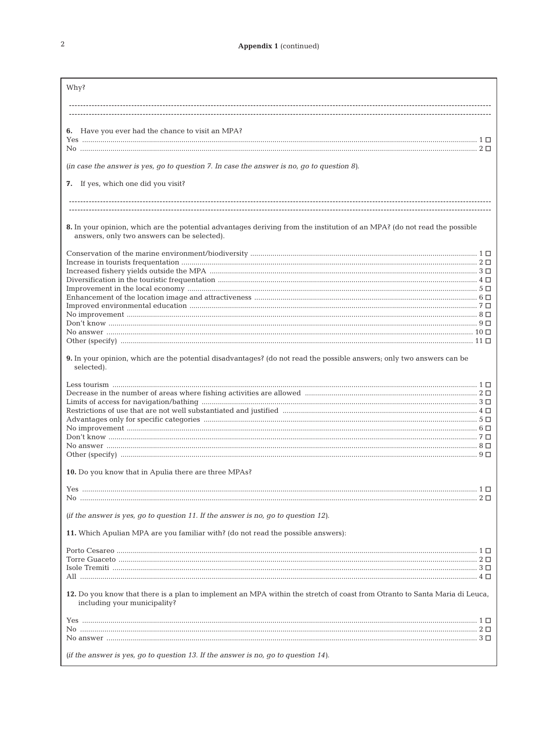**Appendix 1** (continued)

Why?

---------------------------------------------------------------------------------------------------------------------------------------

---------------------------------------------------------------------------------------------------------------------------------------

**6.** Have you ever had the chance to visit an MPA?

Yes ........................................................................................................................................................................... 1 ☐
No ............................................................................................................................................................................ 2 ☐

(*in case the answer is yes, go to question 7. In case the answer is no, go to question 8*).

**7.** If yes, which one did you visit?

---------------------------------------------------------------------------------------------------------------------------------------

---------------------------------------------------------------------------------------------------------------------------------------

**8.** In your opinion, which are the potential advantages deriving from the institution of an MPA? (do not read the possible answers, only two answers can be selected).

Conservation of the marine environment/biodiversity ........................................................................................ 1 ☐
Increase in tourists frequentation ........................................................................................................................ 2 ☐
Increased fishery yields outside the MPA ........................................................................................................... 3 ☐
Diversification in the touristic frequentation ...................................................................................................... 4 ☐
Improvement in the local economy ..................................................................................................................... 5 ☐
Enhancement of the location image and attractiveness ..................................................................................... 6 ☐
Improved environmental education ..................................................................................................................... 7 ☐
No improvement .................................................................................................................................................. 8 ☐
Don't know .......................................................................................................................................................... 9 ☐
No answer ........................................................................................................................................................... 10 ☐
Other (specify) .................................................................................................................................................... 11 ☐

**9.** In your opinion, which are the potential disadvantages? (do not read the possible answers; only two answers can be selected).

Less tourism ......................................................................................................................................................... 1 ☐
Decrease in the number of areas where fishing activities are allowed .............................................................. 2 ☐
Limits of access for navigation/bathing .............................................................................................................. 3 ☐
Restrictions of use that are not well substantiated and justified ........................................................................ 4 ☐
Advantages only for specific categories .............................................................................................................. 5 ☐
No improvement .................................................................................................................................................. 6 ☐
Don't know .......................................................................................................................................................... 7 ☐
No answer ........................................................................................................................................................... 8 ☐
Other (specify) .................................................................................................................................................... 9 ☐

**10.** Do you know that in Apulia there are three MPAs?

Yes ........................................................................................................................................................................... 1 ☐
No ............................................................................................................................................................................ 2 ☐

(*if the answer is yes, go to question 11. If the answer is no, go to question 12*).

**11.** Which Apulian MPA are you familiar with? (do not read the possible answers):

Porto Cesareo ....................................................................................................................................................... 1 ☐
Torre Guaceto ...................................................................................................................................................... 2 ☐
Isole Tremiti ......................................................................................................................................................... 3 ☐
All .......................................................................................................................................................................... 4 ☐

**12.** Do you know that there is a plan to implement an MPA within the stretch of coast from Otranto to Santa Maria di Leuca, including your municipality?

Yes ........................................................................................................................................................................... 1 ☐
No ............................................................................................................................................................................ 2 ☐
No answer ............................................................................................................................................................. 3 ☐

(*if the answer is yes, go to question 13. If the answer is no, go to question 14*).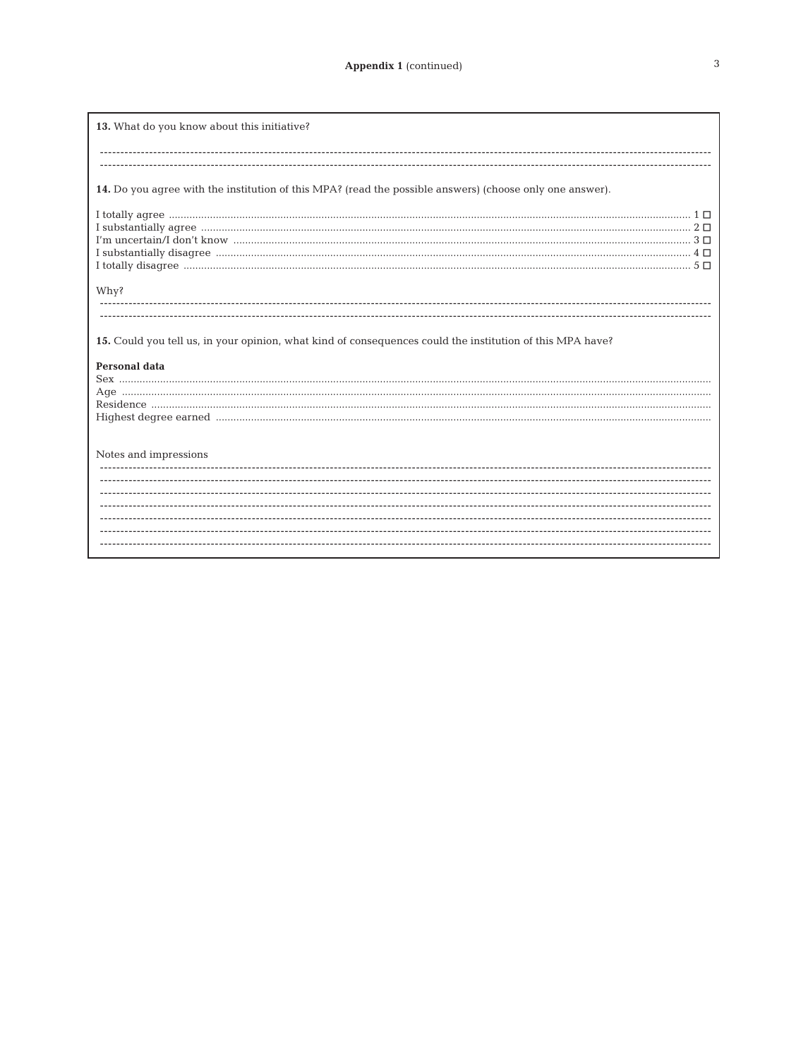**Appendix 1** (continued)

**13.** What do you know about this initiative?

---

---

**14.** Do you agree with the institution of this MPA? (read the possible answers) (choose only one answer).

I totally agree .......... 1 ☐
I substantially agree .......... 2 ☐
I'm uncertain/I don't know .......... 3 ☐
I substantially disagree .......... 4 ☐
I totally disagree .......... 5 ☐

Why?

---

---

**15.** Could you tell us, in your opinion, what kind of consequences could the institution of this MPA have?

**Personal data**

Sex ..........
Age ..........
Residence ..........
Highest degree earned ..........

Notes and impressions

---

---

---

---

---

---

---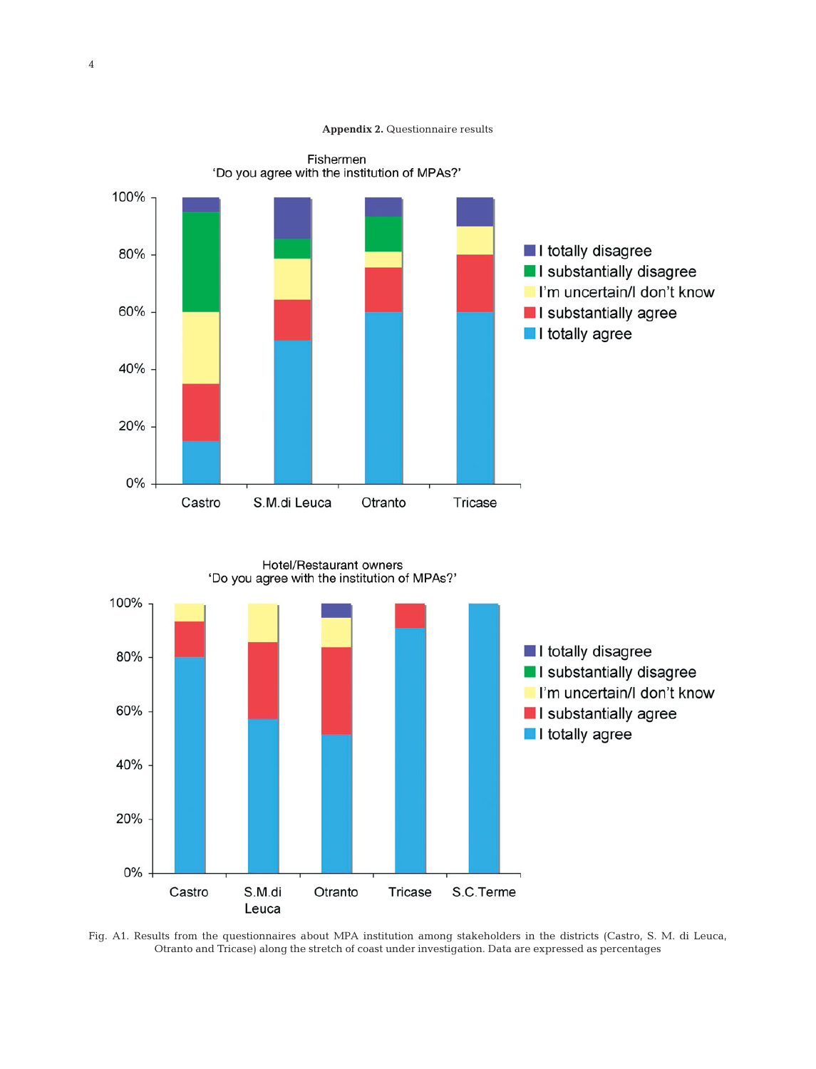**Appendix 2.** Questionnaire results

Fishermen
'Do you agree with the institution of MPAs?'

100%
80%
60%
40%
20%
0%

Castro
S.M.di Leuca
Otranto
Tricase

I totally disagree
I substantially disagree
I'm uncertain/I don't know
I substantially agree
I totally agree

Hotel/Restaurant owners
'Do you agree with the institution of MPAs?'

100%
80%
60%
40%
20%
0%

Castro
S.M.di Leuca
Otranto
Tricase
S.C.Terme

I totally disagree
I substantially disagree
I'm uncertain/I don't know
I substantially agree
I totally agree

Fig. A1. Results from the questionnaires about MPA institution among stakeholders in the districts (Castro, S. M. di Leuca, Otranto and Tricase) along the stretch of coast under investigation. Data are expressed as percentages